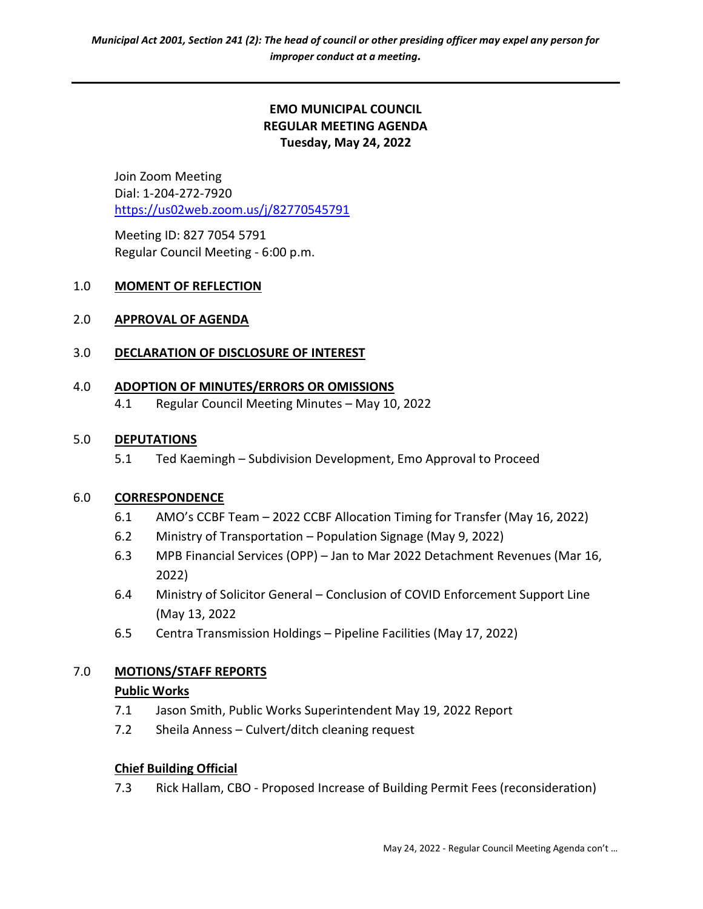*Municipal Act 2001, Section 241 (2): The head of council or other presiding officer may expel any person for improper conduct at a meeting.*

---

**EMO MUNICIPAL COUNCIL**
**REGULAR MEETING AGENDA**
**Tuesday, May 24, 2022**

Join Zoom Meeting
Dial: 1-204-272-7920
https://us02web.zoom.us/j/82770545791

Meeting ID: 827 7054 5791
Regular Council Meeting - 6:00 p.m.

1.0 **MOMENT OF REFLECTION**

2.0 **APPROVAL OF AGENDA**

3.0 **DECLARATION OF DISCLOSURE OF INTEREST**

4.0 **ADOPTION OF MINUTES/ERRORS OR OMISSIONS**

4.1 Regular Council Meeting Minutes – May 10, 2022

5.0 **DEPUTATIONS**

5.1 Ted Kaemingh – Subdivision Development, Emo Approval to Proceed

6.0 **CORRESPONDENCE**

6.1 AMO's CCBF Team – 2022 CCBF Allocation Timing for Transfer (May 16, 2022)

6.2 Ministry of Transportation – Population Signage (May 9, 2022)

6.3 MPB Financial Services (OPP) – Jan to Mar 2022 Detachment Revenues (Mar 16, 2022)

6.4 Ministry of Solicitor General – Conclusion of COVID Enforcement Support Line (May 13, 2022

6.5 Centra Transmission Holdings – Pipeline Facilities (May 17, 2022)

7.0 **MOTIONS/STAFF REPORTS**

**Public Works**

7.1 Jason Smith, Public Works Superintendent May 19, 2022 Report

7.2 Sheila Anness – Culvert/ditch cleaning request

**Chief Building Official**

7.3 Rick Hallam, CBO - Proposed Increase of Building Permit Fees (reconsideration)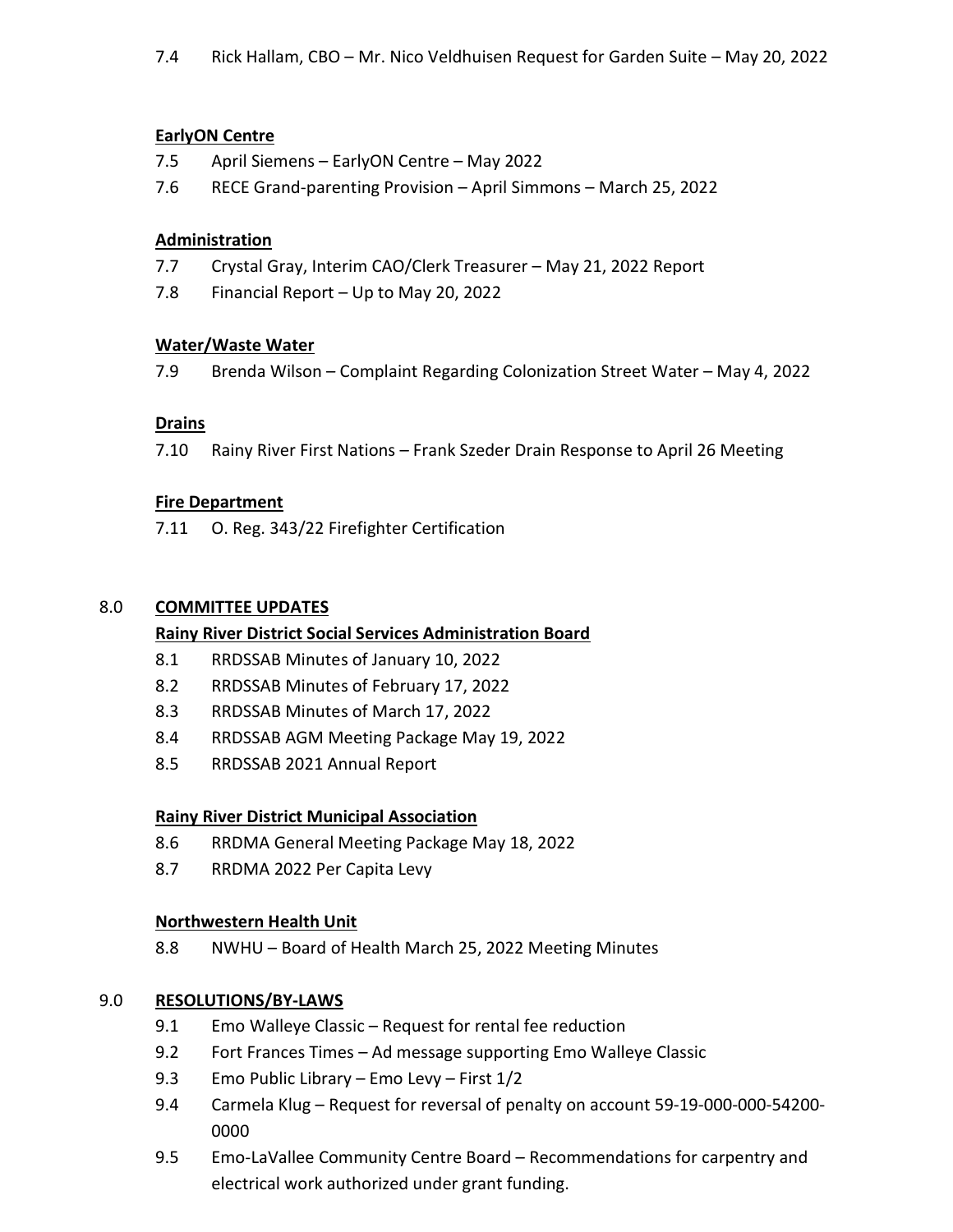7.4 Rick Hallam, CBO – Mr. Nico Veldhuisen Request for Garden Suite – May 20, 2022

**EarlyON Centre**

7.5 April Siemens – EarlyON Centre – May 2022

7.6 RECE Grand-parenting Provision – April Simmons – March 25, 2022

**Administration**

7.7 Crystal Gray, Interim CAO/Clerk Treasurer – May 21, 2022 Report

7.8 Financial Report – Up to May 20, 2022

**Water/Waste Water**

7.9 Brenda Wilson – Complaint Regarding Colonization Street Water – May 4, 2022

**Drains**

7.10 Rainy River First Nations – Frank Szeder Drain Response to April 26 Meeting

**Fire Department**

7.11 O. Reg. 343/22 Firefighter Certification

## 8.0 COMMITTEE UPDATES

**Rainy River District Social Services Administration Board**

8.1 RRDSSAB Minutes of January 10, 2022

8.2 RRDSSAB Minutes of February 17, 2022

8.3 RRDSSAB Minutes of March 17, 2022

8.4 RRDSSAB AGM Meeting Package May 19, 2022

8.5 RRDSSAB 2021 Annual Report

**Rainy River District Municipal Association**

8.6 RRDMA General Meeting Package May 18, 2022

8.7 RRDMA 2022 Per Capita Levy

**Northwestern Health Unit**

8.8 NWHU – Board of Health March 25, 2022 Meeting Minutes

## 9.0 RESOLUTIONS/BY-LAWS

9.1 Emo Walleye Classic – Request for rental fee reduction

9.2 Fort Frances Times – Ad message supporting Emo Walleye Classic

9.3 Emo Public Library – Emo Levy – First 1/2

9.4 Carmela Klug – Request for reversal of penalty on account 59-19-000-000-54200-0000

9.5 Emo-LaVallee Community Centre Board – Recommendations for carpentry and electrical work authorized under grant funding.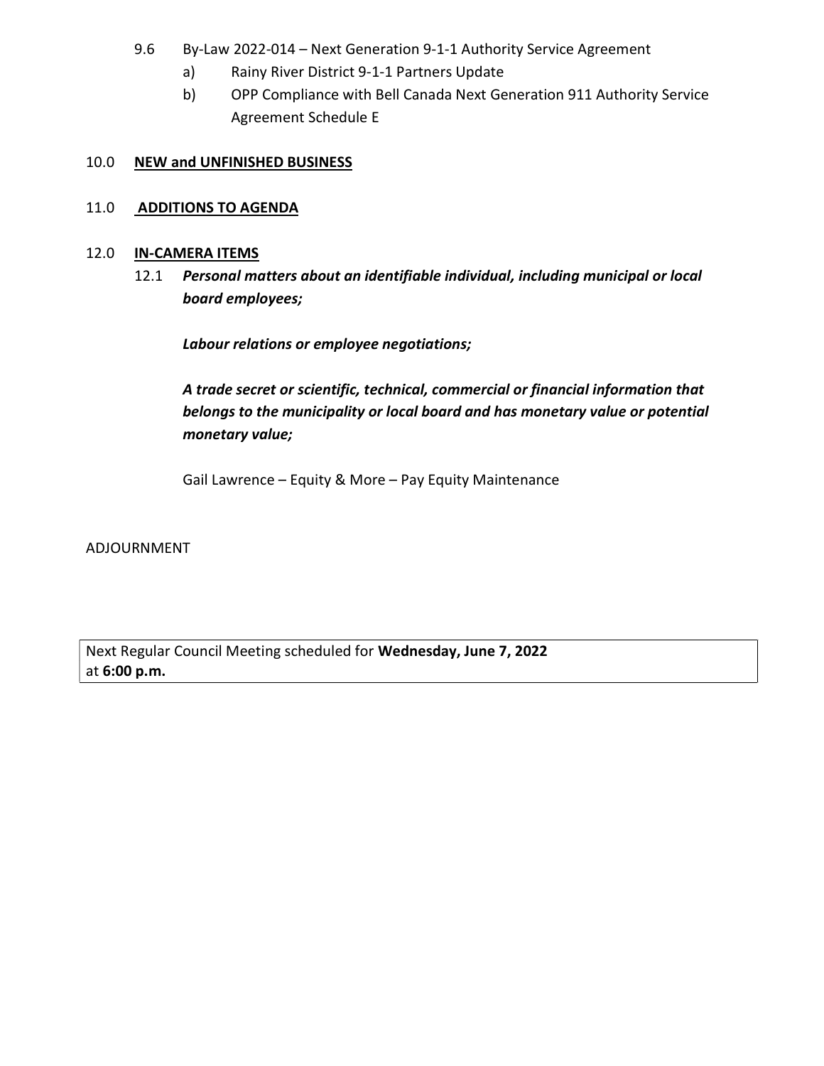9.6 By-Law 2022-014 – Next Generation 9-1-1 Authority Service Agreement
   a) Rainy River District 9-1-1 Partners Update
   b) OPP Compliance with Bell Canada Next Generation 911 Authority Service Agreement Schedule E

10.0 **NEW and UNFINISHED BUSINESS**

11.0 **ADDITIONS TO AGENDA**

12.0 **IN-CAMERA ITEMS**

12.1 ***Personal matters about an identifiable individual, including municipal or local board employees;***

***Labour relations or employee negotiations;***

***A trade secret or scientific, technical, commercial or financial information that belongs to the municipality or local board and has monetary value or potential monetary value;***

Gail Lawrence – Equity & More – Pay Equity Maintenance

ADJOURNMENT

Next Regular Council Meeting scheduled for **Wednesday, June 7, 2022** at **6:00 p.m.**